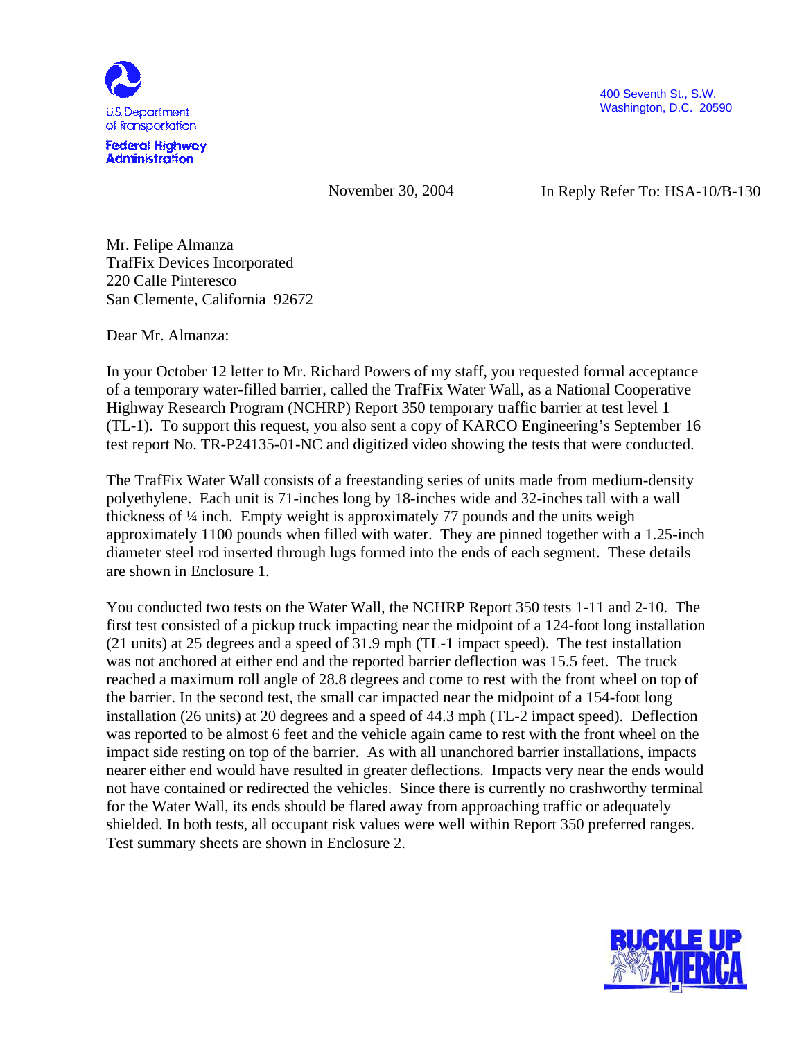U.S. Department of Transportation

Federal Highway Administration

400 Seventh St., S.W.
Washington, D.C. 20590

November 30, 2004

In Reply Refer To: HSA-10/B-130

Mr. Felipe Almanza
TrafFix Devices Incorporated
220 Calle Pinteresco
San Clemente, California 92672

Dear Mr. Almanza:

In your October 12 letter to Mr. Richard Powers of my staff, you requested formal acceptance of a temporary water-filled barrier, called the TrafFix Water Wall, as a National Cooperative Highway Research Program (NCHRP) Report 350 temporary traffic barrier at test level 1 (TL-1). To support this request, you also sent a copy of KARCO Engineering's September 16 test report No. TR-P24135-01-NC and digitized video showing the tests that were conducted.

The TrafFix Water Wall consists of a freestanding series of units made from medium-density polyethylene. Each unit is 71-inches long by 18-inches wide and 32-inches tall with a wall thickness of ¼ inch. Empty weight is approximately 77 pounds and the units weigh approximately 1100 pounds when filled with water. They are pinned together with a 1.25-inch diameter steel rod inserted through lugs formed into the ends of each segment. These details are shown in Enclosure 1.

You conducted two tests on the Water Wall, the NCHRP Report 350 tests 1-11 and 2-10. The first test consisted of a pickup truck impacting near the midpoint of a 124-foot long installation (21 units) at 25 degrees and a speed of 31.9 mph (TL-1 impact speed). The test installation was not anchored at either end and the reported barrier deflection was 15.5 feet. The truck reached a maximum roll angle of 28.8 degrees and come to rest with the front wheel on top of the barrier. In the second test, the small car impacted near the midpoint of a 154-foot long installation (26 units) at 20 degrees and a speed of 44.3 mph (TL-2 impact speed). Deflection was reported to be almost 6 feet and the vehicle again came to rest with the front wheel on the impact side resting on top of the barrier. As with all unanchored barrier installations, impacts nearer either end would have resulted in greater deflections. Impacts very near the ends would not have contained or redirected the vehicles. Since there is currently no crashworthy terminal for the Water Wall, its ends should be flared away from approaching traffic or adequately shielded. In both tests, all occupant risk values were well within Report 350 preferred ranges. Test summary sheets are shown in Enclosure 2.

BUCKLE UP AMERICA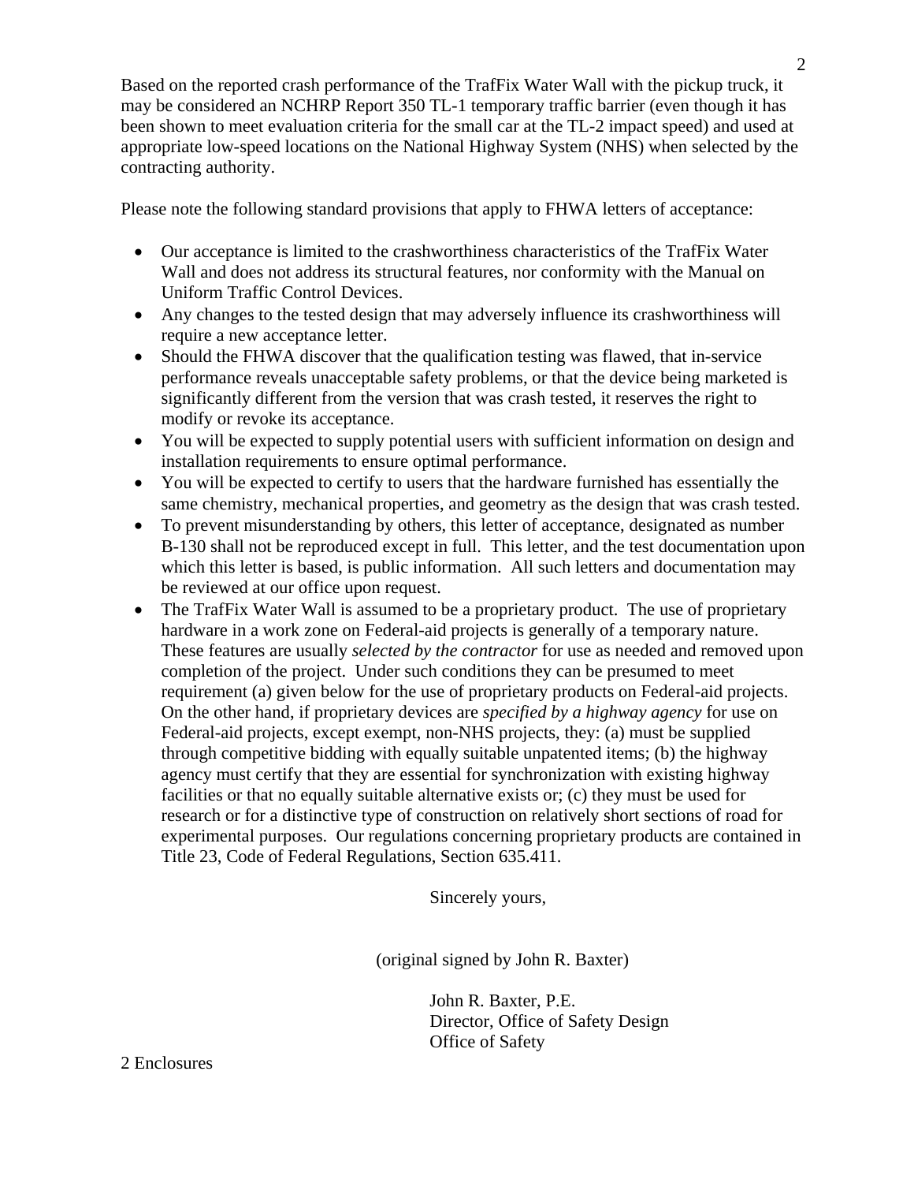Based on the reported crash performance of the TrafFix Water Wall with the pickup truck, it may be considered an NCHRP Report 350 TL-1 temporary traffic barrier (even though it has been shown to meet evaluation criteria for the small car at the TL-2 impact speed) and used at appropriate low-speed locations on the National Highway System (NHS) when selected by the contracting authority.

Please note the following standard provisions that apply to FHWA letters of acceptance:

- Our acceptance is limited to the crashworthiness characteristics of the TrafFix Water Wall and does not address its structural features, nor conformity with the Manual on Uniform Traffic Control Devices.
- Any changes to the tested design that may adversely influence its crashworthiness will require a new acceptance letter.
- Should the FHWA discover that the qualification testing was flawed, that in-service performance reveals unacceptable safety problems, or that the device being marketed is significantly different from the version that was crash tested, it reserves the right to modify or revoke its acceptance.
- You will be expected to supply potential users with sufficient information on design and installation requirements to ensure optimal performance.
- You will be expected to certify to users that the hardware furnished has essentially the same chemistry, mechanical properties, and geometry as the design that was crash tested.
- To prevent misunderstanding by others, this letter of acceptance, designated as number B-130 shall not be reproduced except in full. This letter, and the test documentation upon which this letter is based, is public information. All such letters and documentation may be reviewed at our office upon request.
- The TrafFix Water Wall is assumed to be a proprietary product. The use of proprietary hardware in a work zone on Federal-aid projects is generally of a temporary nature. These features are usually *selected by the contractor* for use as needed and removed upon completion of the project. Under such conditions they can be presumed to meet requirement (a) given below for the use of proprietary products on Federal-aid projects. On the other hand, if proprietary devices are *specified by a highway agency* for use on Federal-aid projects, except exempt, non-NHS projects, they: (a) must be supplied through competitive bidding with equally suitable unpatented items; (b) the highway agency must certify that they are essential for synchronization with existing highway facilities or that no equally suitable alternative exists or; (c) they must be used for research or for a distinctive type of construction on relatively short sections of road for experimental purposes. Our regulations concerning proprietary products are contained in Title 23, Code of Federal Regulations, Section 635.411.

Sincerely yours,

(original signed by John R. Baxter)

John R. Baxter, P.E.
Director, Office of Safety Design
Office of Safety

2 Enclosures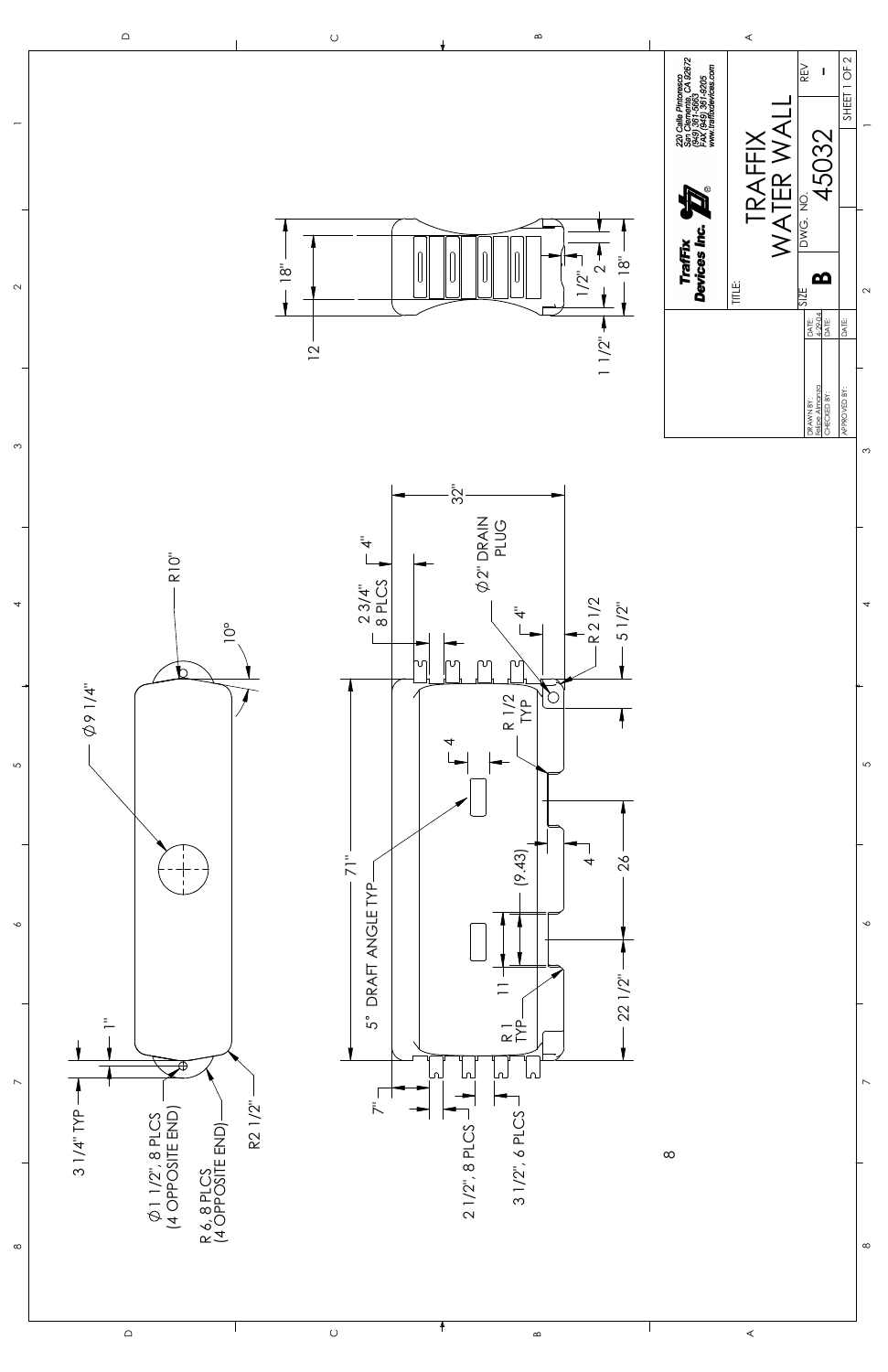TrafFix Devices Inc.

220 Calle Pintoresco
San Clemente, CA 92672
(949) 361-5663
FAX (949) 361-9205
www.traffixdevices.com

TITLE: TRAFFIX WATER WALL

| SIZE | DWG. NO. | REV |
|---|---|---|
| B | 45032 | - |

SHEET 1 OF 2

| | |
|---|---|
| DRAWN BY: Felipe Almanza | DATE: 4-29-04 |
| CHECKED BY: | DATE: |
| APPROVED BY: | DATE: |

Dimensions:

- 18"
- 12
- 1/2"
- 2
- 18"
- 1 1/2"
- 32"
- 4"
- 2 3/4" 8 PLCS
- Ø2" DRAIN PLUG
- 4"
- R 2 1/2
- 5 1/2"
- R10"
- 10°
- Ø9 1/4"
- R 1/2 TYP
- 4
- 71"
- 5° DRAFT ANGLE TYP
- (9.43)
- 4
- 26
- 11
- R 1 TYP
- 22 1/2"
- 1"
- 3 1/4" TYP
- Ø1 1/2", 8 PLCS (4 OPPOSITE END)
- R 6, 8 PLCS (4 OPPOSITE END)
- R2 1/2"
- 7"
- 2 1/2", 8 PLCS
- 3 1/2", 6 PLCS
- 8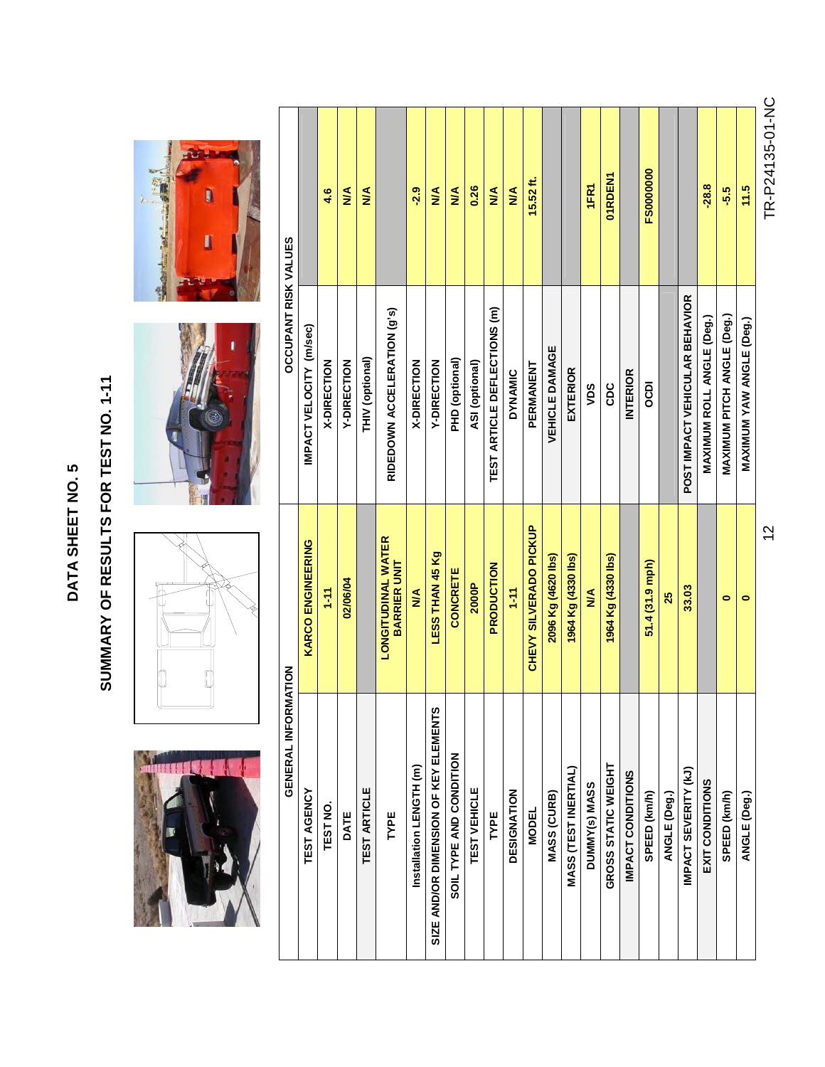# DATA SHEET NO. 5

## SUMMARY OF RESULTS FOR TEST NO. 1-11

| GENERAL INFORMATION | |
|---|---|
| TEST AGENCY | KARCO ENGINEERING |
| TEST NO. | 1-11 |
| DATE | 02/06/04 |
| **TEST ARTICLE** | |
| TYPE | LONGITUDINAL WATER BARRIER UNIT |
| Installation LENGTH (m) | N/A |
| SIZE AND/OR DIMENSION OF KEY ELEMENTS | LESS THAN 45 Kg |
| SOIL TYPE AND CONDITION | CONCRETE |
| TEST VEHICLE | 2000P |
| TYPE | PRODUCTION |
| DESIGNATION | 1-11 |
| MODEL | CHEVY SILVERADO PICKUP |
| MASS (CURB) | 2096 Kg (4620 lbs) |
| MASS (TEST INERTIAL) | 1964 Kg (4330 lbs) |
| DUMMY(s) MASS | N/A |
| GROSS STATIC WEIGHT | 1964 Kg (4330 lbs) |
| **IMPACT CONDITIONS** | |
| SPEED (km/h) | 51.4 (31.9 mph) |
| ANGLE (Deg.) | 25 |
| IMPACT SEVERITY (kJ) | 33.03 |
| **EXIT CONDITIONS** | |
| SPEED (km/h) | 0 |
| ANGLE (Deg.) | 0 |

| OCCUPANT RISK VALUES | |
|---|---|
| **IMPACT VELOCITY (m/sec)** | |
| X-DIRECTION | 4.6 |
| Y-DIRECTION | N/A |
| THIV (optional) | N/A |
| **RIDEDOWN ACCELERATION (g's)** | |
| X-DIRECTION | -2.9 |
| Y-DIRECTION | N/A |
| PHD (optional) | N/A |
| ASI (optional) | 0.26 |
| **TEST ARTICLE DEFLECTIONS (m)** | N/A |
| DYNAMIC | N/A |
| PERMANENT | 15.52 ft. |
| **VEHICLE DAMAGE** | |
| EXTERIOR | |
| VDS | 1FR1 |
| CDC | 01RDEN1 |
| INTERIOR | |
| OCDI | FS0000000 |
| **POST IMPACT VEHICULAR BEHAVIOR** | |
| MAXIMUM ROLL ANGLE (Deg.) | -28.8 |
| MAXIMUM PITCH ANGLE (Deg.) | -5.5 |
| MAXIMUM YAW ANGLE (Deg.) | 11.5 |

TR-P24135-01-NC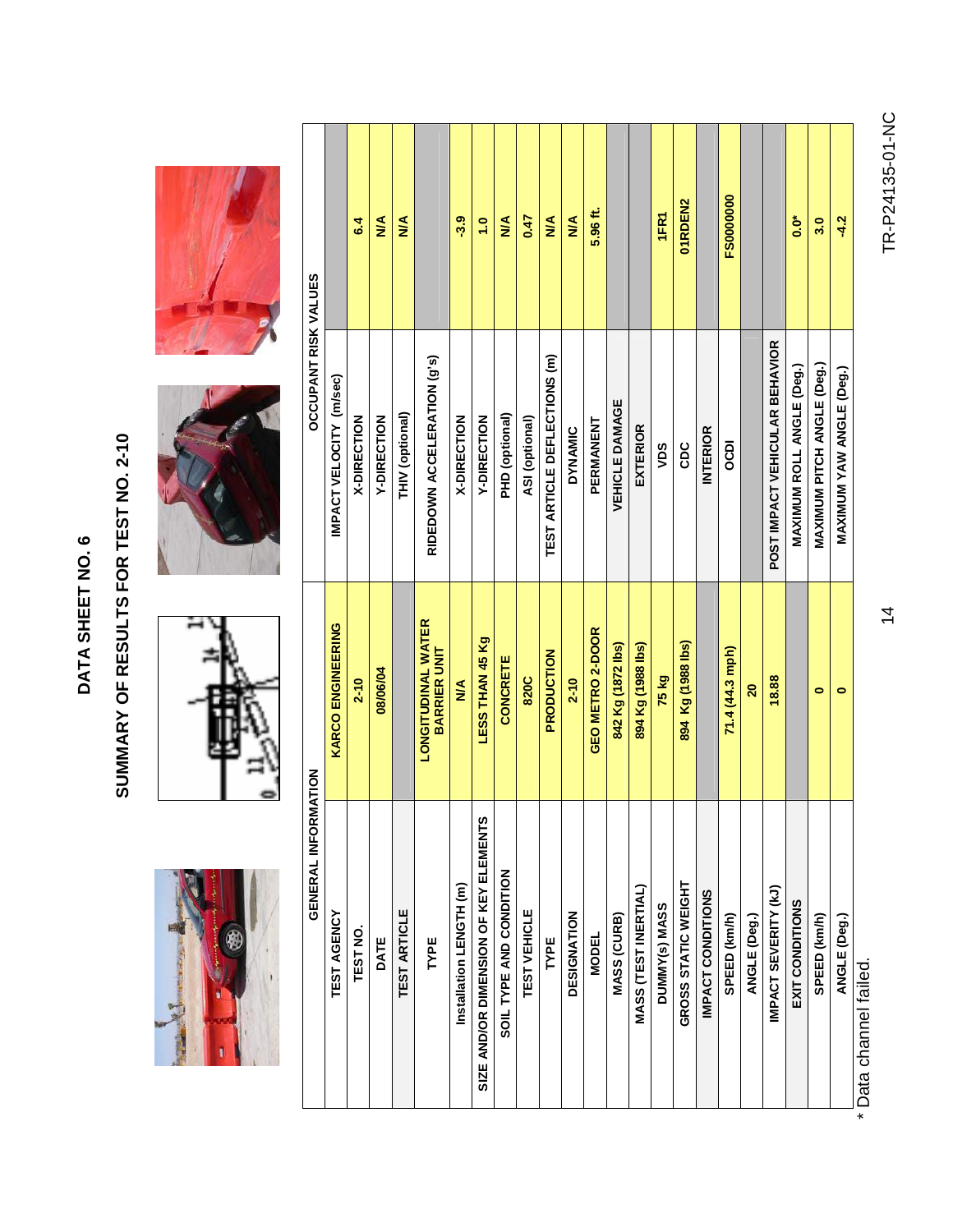# DATA SHEET NO. 6

## SUMMARY OF RESULTS FOR TEST NO. 2-10

| GENERAL INFORMATION | | OCCUPANT RISK VALUES | |
|---|---|---|---|
| TEST AGENCY | KARCO ENGINEERING | IMPACT VELOCITY (m/sec) | |
| TEST NO. | 2-10 | X-DIRECTION | 6.4 |
| DATE | 08/06/04 | Y-DIRECTION | N/A |
| TEST ARTICLE | | THIV (optional) | N/A |
| TYPE | LONGITUDINAL WATER BARRIER UNIT | RIDEDOWN ACCELERATION (g's) | |
| Installation LENGTH (m) | N/A | X-DIRECTION | -3.9 |
| SIZE AND/OR DIMENSION OF KEY ELEMENTS | LESS THAN 45 Kg | Y-DIRECTION | 1.0 |
| SOIL TYPE AND CONDITION | CONCRETE | PHD (optional) | N/A |
| TEST VEHICLE | 820C | ASI (optional) | 0.47 |
| TYPE | PRODUCTION | TEST ARTICLE DEFLECTIONS (m) | N/A |
| DESIGNATION | 2-10 | DYNAMIC | N/A |
| MODEL | GEO METRO 2-DOOR | PERMANENT | 5.96 ft. |
| MASS (CURB) | 842 Kg (1872 lbs) | VEHICLE DAMAGE | |
| MASS (TEST INERTIAL) | 894 Kg (1988 lbs) | EXTERIOR | |
| DUMMY(s) MASS | 75 kg | VDS | 1FR1 |
| GROSS STATIC WEIGHT | 894 Kg (1988 lbs) | CDC | 01RDEN2 |
| IMPACT CONDITIONS | | INTERIOR | |
| SPEED (km/h) | 71.4 (44.3 mph) | OCDI | FS0000000 |
| ANGLE (Deg.) | 20 | | |
| IMPACT SEVERITY (kJ) | 18.88 | POST IMPACT VEHICULAR BEHAVIOR | |
| EXIT CONDITIONS | | MAXIMUM ROLL ANGLE (Deg.) | 0.0* |
| SPEED (km/h) | 0 | MAXIMUM PITCH ANGLE (Deg.) | 3.0 |
| ANGLE (Deg.) | 0 | MAXIMUM YAW ANGLE (Deg.) | -4.2 |

\* Data channel failed.

TR-P24135-01-NC